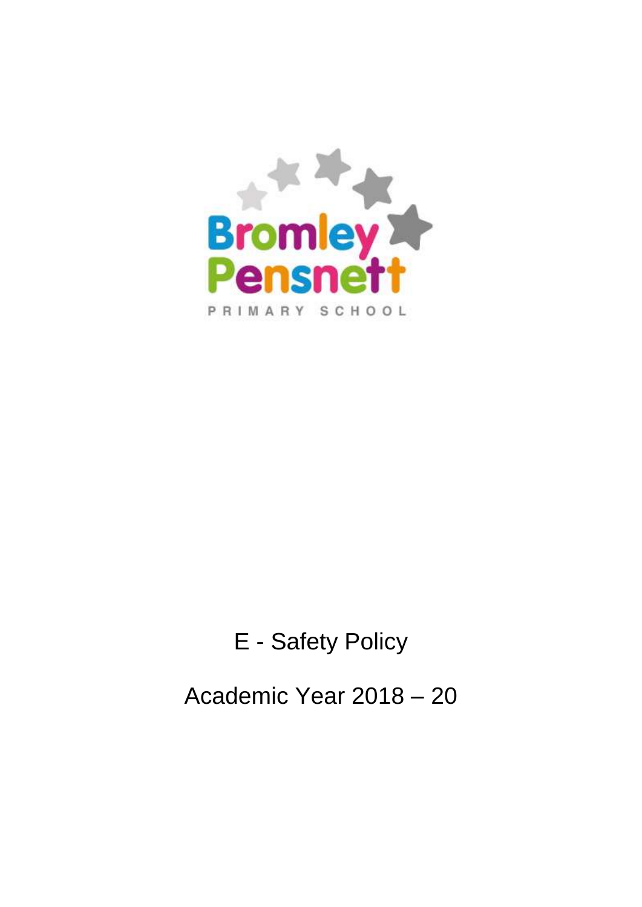Bromley Pensnett

PRIMARY SCHOOL

# E - Safety Policy

## Academic Year 2018 – 20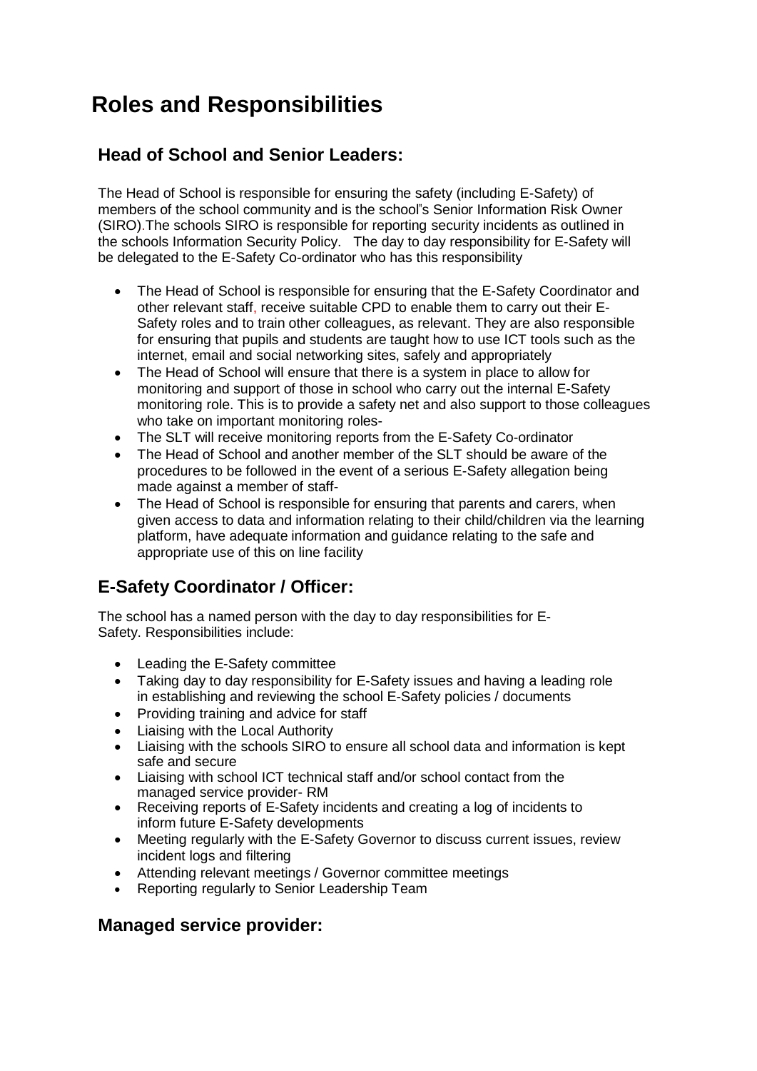# Roles and Responsibilities

## Head of School and Senior Leaders:

The Head of School is responsible for ensuring the safety (including E-Safety) of members of the school community and is the school"s Senior Information Risk Owner (SIRO).The schools SIRO is responsible for reporting security incidents as outlined in the schools Information Security Policy. The day to day responsibility for E-Safety will be delegated to the E-Safety Co-ordinator who has this responsibility

- The Head of School is responsible for ensuring that the E-Safety Coordinator and other relevant staff, receive suitable CPD to enable them to carry out their E-Safety roles and to train other colleagues, as relevant. They are also responsible for ensuring that pupils and students are taught how to use ICT tools such as the internet, email and social networking sites, safely and appropriately
- The Head of School will ensure that there is a system in place to allow for monitoring and support of those in school who carry out the internal E-Safety monitoring role. This is to provide a safety net and also support to those colleagues who take on important monitoring roles-
- The SLT will receive monitoring reports from the E-Safety Co-ordinator
- The Head of School and another member of the SLT should be aware of the procedures to be followed in the event of a serious E-Safety allegation being made against a member of staff-
- The Head of School is responsible for ensuring that parents and carers, when given access to data and information relating to their child/children via the learning platform, have adequate information and guidance relating to the safe and appropriate use of this on line facility

## E-Safety Coordinator / Officer:

The school has a named person with the day to day responsibilities for E-Safety. Responsibilities include:

- Leading the E-Safety committee
- Taking day to day responsibility for E-Safety issues and having a leading role in establishing and reviewing the school E-Safety policies / documents
- Providing training and advice for staff
- Liaising with the Local Authority
- Liaising with the schools SIRO to ensure all school data and information is kept safe and secure
- Liaising with school ICT technical staff and/or school contact from the managed service provider- RM
- Receiving reports of E-Safety incidents and creating a log of incidents to inform future E-Safety developments
- Meeting regularly with the E-Safety Governor to discuss current issues, review incident logs and filtering
- Attending relevant meetings / Governor committee meetings
- Reporting regularly to Senior Leadership Team

## Managed service provider: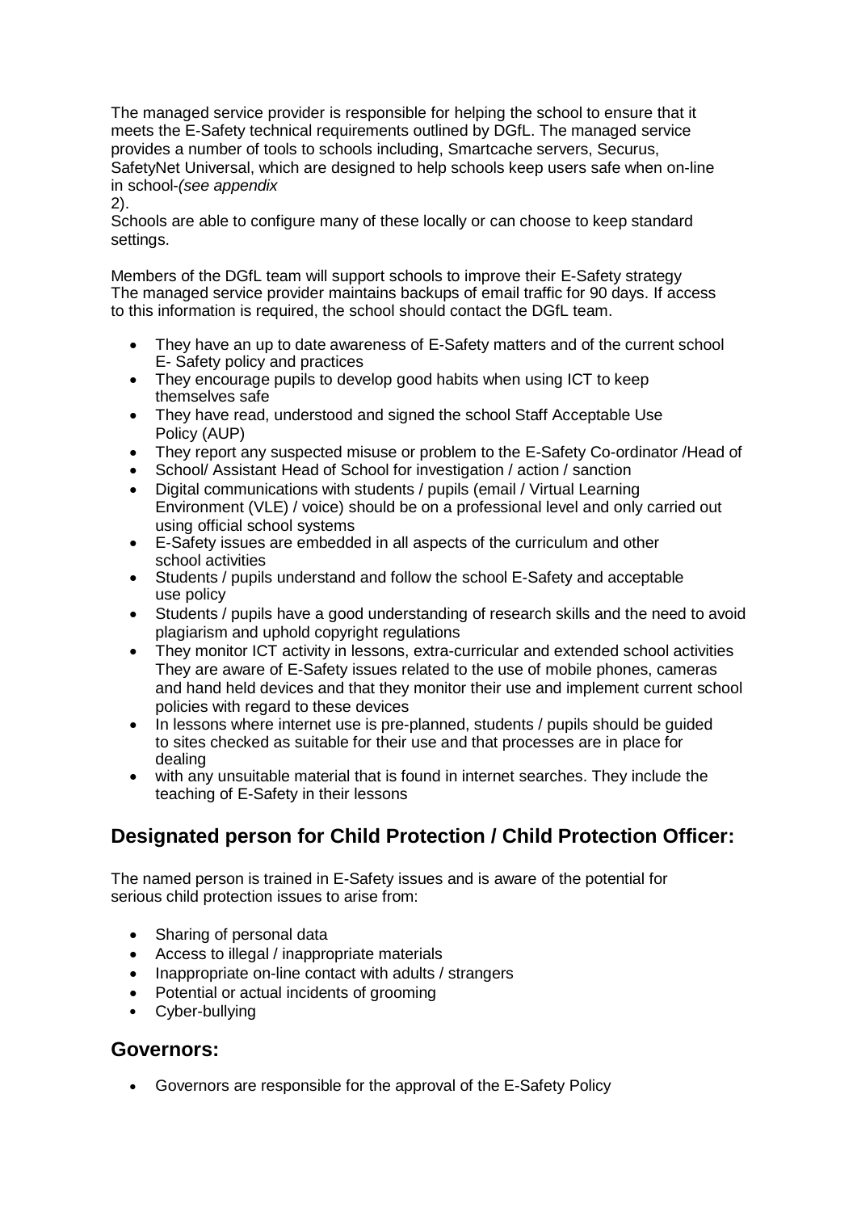The managed service provider is responsible for helping the school to ensure that it meets the E-Safety technical requirements outlined by DGfL. The managed service provides a number of tools to schools including, Smartcache servers, Securus, SafetyNet Universal, which are designed to help schools keep users safe when on-line in school-*(see appendix* 2).

Schools are able to configure many of these locally or can choose to keep standard settings.

Members of the DGfL team will support schools to improve their E-Safety strategy
The managed service provider maintains backups of email traffic for 90 days. If access to this information is required, the school should contact the DGfL team.

- They have an up to date awareness of E-Safety matters and of the current school E- Safety policy and practices
- They encourage pupils to develop good habits when using ICT to keep themselves safe
- They have read, understood and signed the school Staff Acceptable Use Policy (AUP)
- They report any suspected misuse or problem to the E-Safety Co-ordinator /Head of
- School/ Assistant Head of School for investigation / action / sanction
- Digital communications with students / pupils (email / Virtual Learning Environment (VLE) / voice) should be on a professional level and only carried out using official school systems
- E-Safety issues are embedded in all aspects of the curriculum and other school activities
- Students / pupils understand and follow the school E-Safety and acceptable use policy
- Students / pupils have a good understanding of research skills and the need to avoid plagiarism and uphold copyright regulations
- They monitor ICT activity in lessons, extra-curricular and extended school activities They are aware of E-Safety issues related to the use of mobile phones, cameras and hand held devices and that they monitor their use and implement current school policies with regard to these devices
- In lessons where internet use is pre-planned, students / pupils should be guided to sites checked as suitable for their use and that processes are in place for dealing
- with any unsuitable material that is found in internet searches. They include the teaching of E-Safety in their lessons

## Designated person for Child Protection / Child Protection Officer:

The named person is trained in E-Safety issues and is aware of the potential for serious child protection issues to arise from:

- Sharing of personal data
- Access to illegal / inappropriate materials
- Inappropriate on-line contact with adults / strangers
- Potential or actual incidents of grooming
- Cyber-bullying

## Governors:

- Governors are responsible for the approval of the E-Safety Policy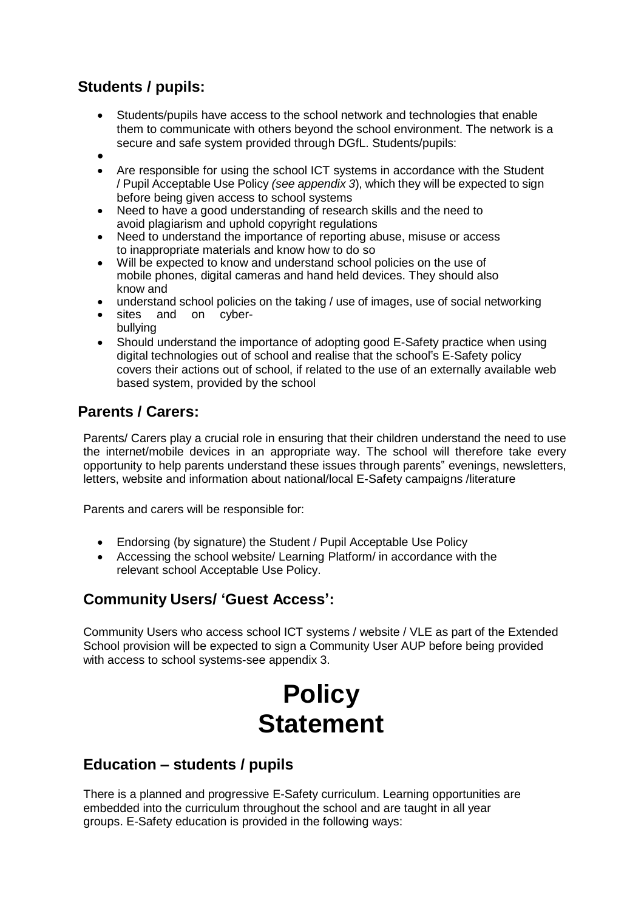## Students / pupils:

- Students/pupils have access to the school network and technologies that enable them to communicate with others beyond the school environment. The network is a secure and safe system provided through DGfL. Students/pupils:
- 
- Are responsible for using the school ICT systems in accordance with the Student / Pupil Acceptable Use Policy *(see appendix 3*), which they will be expected to sign before being given access to school systems
- Need to have a good understanding of research skills and the need to avoid plagiarism and uphold copyright regulations
- Need to understand the importance of reporting abuse, misuse or access to inappropriate materials and know how to do so
- Will be expected to know and understand school policies on the use of mobile phones, digital cameras and hand held devices. They should also know and
- understand school policies on the taking / use of images, use of social networking
- sites and on cyber-bullying
- Should understand the importance of adopting good E-Safety practice when using digital technologies out of school and realise that the school"s E-Safety policy covers their actions out of school, if related to the use of an externally available web based system, provided by the school

## Parents / Carers:

Parents/ Carers play a crucial role in ensuring that their children understand the need to use the internet/mobile devices in an appropriate way. The school will therefore take every opportunity to help parents understand these issues through parents" evenings, newsletters, letters, website and information about national/local E-Safety campaigns /literature

Parents and carers will be responsible for:

- Endorsing (by signature) the Student / Pupil Acceptable Use Policy
- Accessing the school website/ Learning Platform/ in accordance with the relevant school Acceptable Use Policy.

## Community Users/ 'Guest Access':

Community Users who access school ICT systems / website / VLE as part of the Extended School provision will be expected to sign a Community User AUP before being provided with access to school systems-see appendix 3.

# Policy Statement

## Education – students / pupils

There is a planned and progressive E-Safety curriculum. Learning opportunities are embedded into the curriculum throughout the school and are taught in all year groups. E-Safety education is provided in the following ways: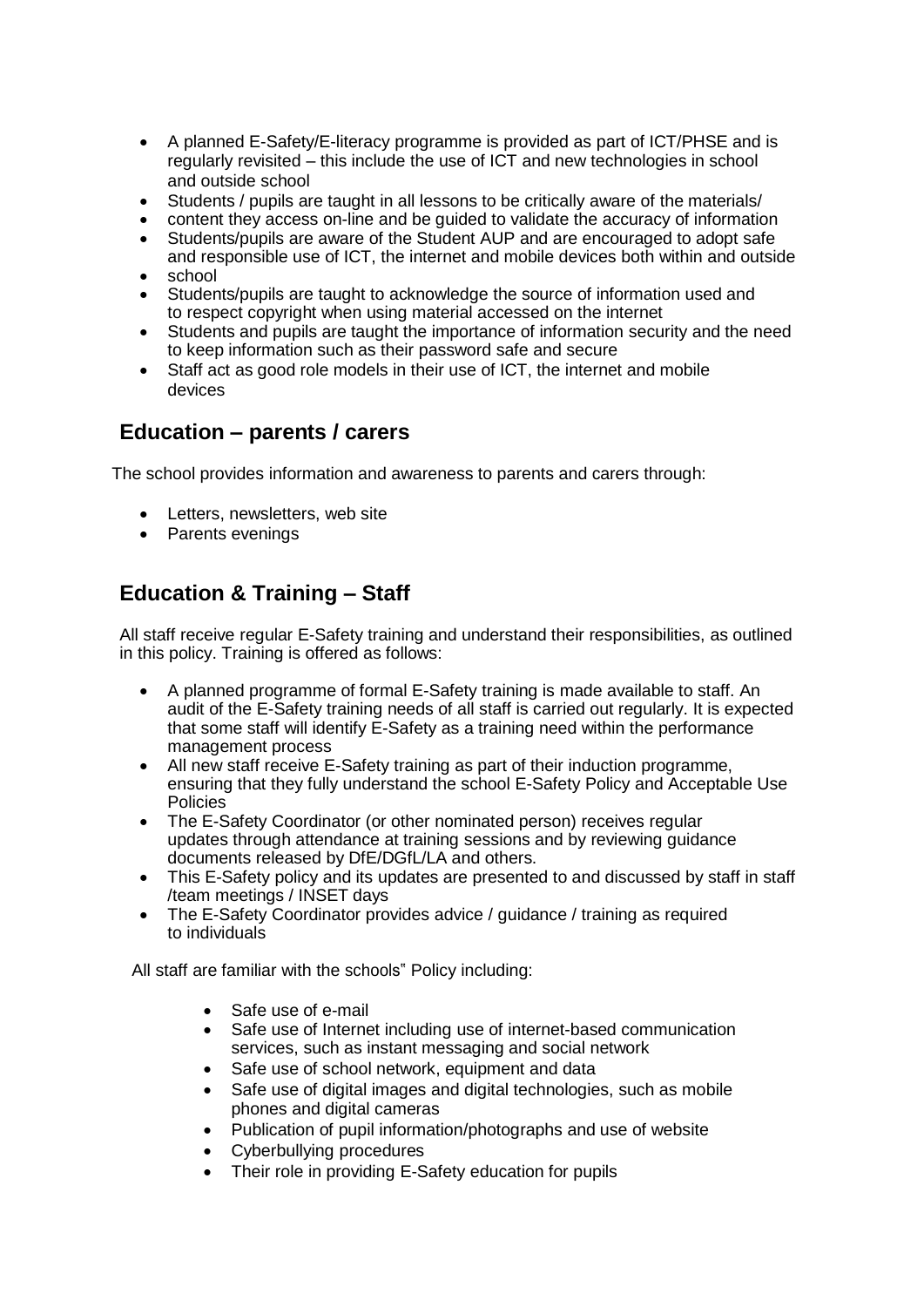- A planned E-Safety/E-literacy programme is provided as part of ICT/PHSE and is regularly revisited – this include the use of ICT and new technologies in school and outside school
- Students / pupils are taught in all lessons to be critically aware of the materials/
- content they access on-line and be guided to validate the accuracy of information
- Students/pupils are aware of the Student AUP and are encouraged to adopt safe and responsible use of ICT, the internet and mobile devices both within and outside
- school
- Students/pupils are taught to acknowledge the source of information used and to respect copyright when using material accessed on the internet
- Students and pupils are taught the importance of information security and the need to keep information such as their password safe and secure
- Staff act as good role models in their use of ICT, the internet and mobile devices

## Education – parents / carers

The school provides information and awareness to parents and carers through:

- Letters, newsletters, web site
- Parents evenings

## Education & Training – Staff

All staff receive regular E-Safety training and understand their responsibilities, as outlined in this policy. Training is offered as follows:

- A planned programme of formal E-Safety training is made available to staff. An audit of the E-Safety training needs of all staff is carried out regularly. It is expected that some staff will identify E-Safety as a training need within the performance management process
- All new staff receive E-Safety training as part of their induction programme, ensuring that they fully understand the school E-Safety Policy and Acceptable Use Policies
- The E-Safety Coordinator (or other nominated person) receives regular updates through attendance at training sessions and by reviewing guidance documents released by DfE/DGfL/LA and others.
- This E-Safety policy and its updates are presented to and discussed by staff in staff /team meetings / INSET days
- The E-Safety Coordinator provides advice / guidance / training as required to individuals

All staff are familiar with the schools" Policy including:

- Safe use of e-mail
- Safe use of Internet including use of internet-based communication services, such as instant messaging and social network
- Safe use of school network, equipment and data
- Safe use of digital images and digital technologies, such as mobile phones and digital cameras
- Publication of pupil information/photographs and use of website
- Cyberbullying procedures
- Their role in providing E-Safety education for pupils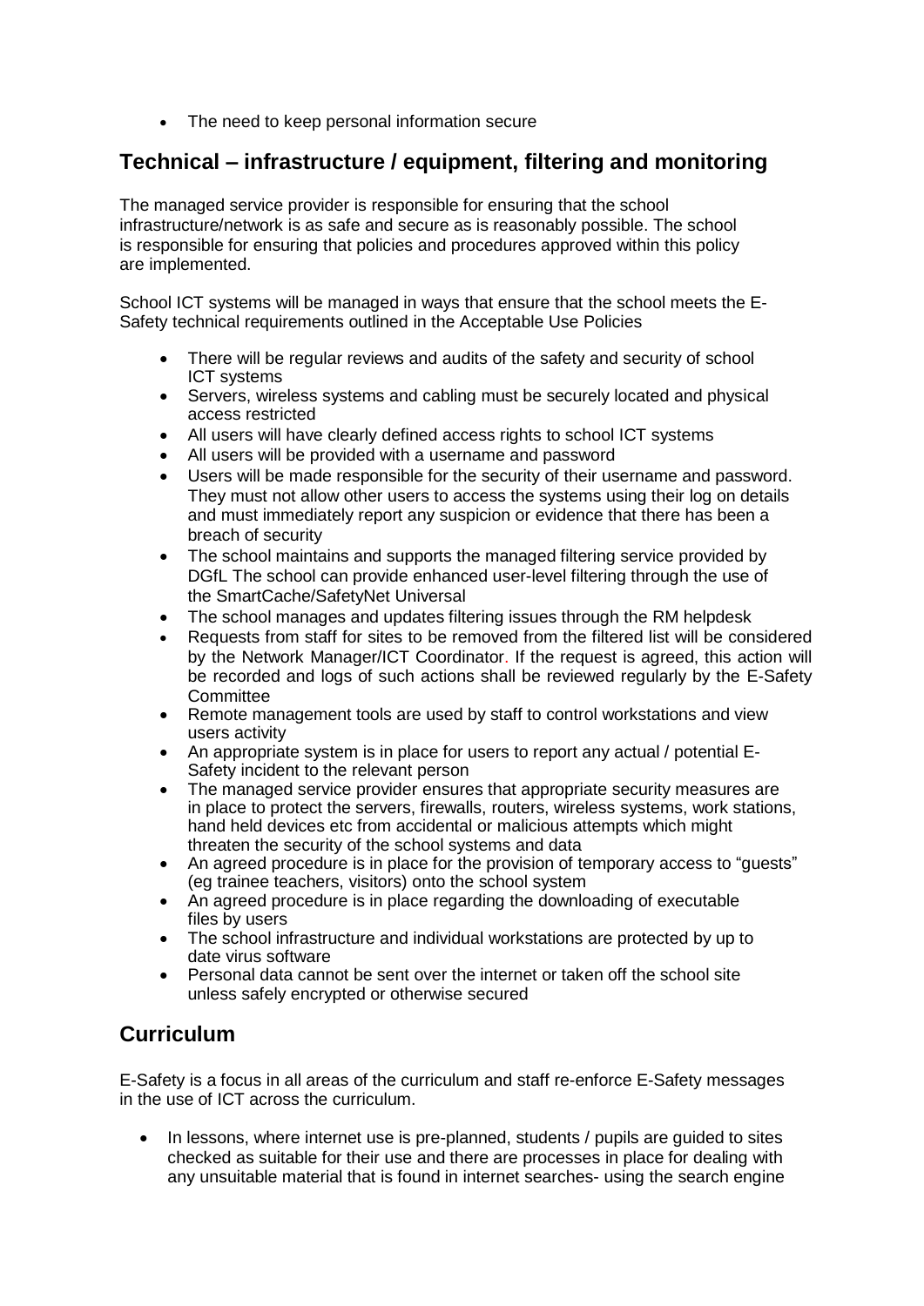- The need to keep personal information secure

## Technical – infrastructure / equipment, filtering and monitoring

The managed service provider is responsible for ensuring that the school infrastructure/network is as safe and secure as is reasonably possible. The school is responsible for ensuring that policies and procedures approved within this policy are implemented.

School ICT systems will be managed in ways that ensure that the school meets the E-Safety technical requirements outlined in the Acceptable Use Policies

- There will be regular reviews and audits of the safety and security of school ICT systems
- Servers, wireless systems and cabling must be securely located and physical access restricted
- All users will have clearly defined access rights to school ICT systems
- All users will be provided with a username and password
- Users will be made responsible for the security of their username and password. They must not allow other users to access the systems using their log on details and must immediately report any suspicion or evidence that there has been a breach of security
- The school maintains and supports the managed filtering service provided by DGfL The school can provide enhanced user-level filtering through the use of the SmartCache/SafetyNet Universal
- The school manages and updates filtering issues through the RM helpdesk
- Requests from staff for sites to be removed from the filtered list will be considered by the Network Manager/ICT Coordinator. If the request is agreed, this action will be recorded and logs of such actions shall be reviewed regularly by the E-Safety Committee
- Remote management tools are used by staff to control workstations and view users activity
- An appropriate system is in place for users to report any actual / potential E-Safety incident to the relevant person
- The managed service provider ensures that appropriate security measures are in place to protect the servers, firewalls, routers, wireless systems, work stations, hand held devices etc from accidental or malicious attempts which might threaten the security of the school systems and data
- An agreed procedure is in place for the provision of temporary access to "guests" (eg trainee teachers, visitors) onto the school system
- An agreed procedure is in place regarding the downloading of executable files by users
- The school infrastructure and individual workstations are protected by up to date virus software
- Personal data cannot be sent over the internet or taken off the school site unless safely encrypted or otherwise secured

## Curriculum

E-Safety is a focus in all areas of the curriculum and staff re-enforce E-Safety messages in the use of ICT across the curriculum.

- In lessons, where internet use is pre-planned, students / pupils are guided to sites checked as suitable for their use and there are processes in place for dealing with any unsuitable material that is found in internet searches- using the search engine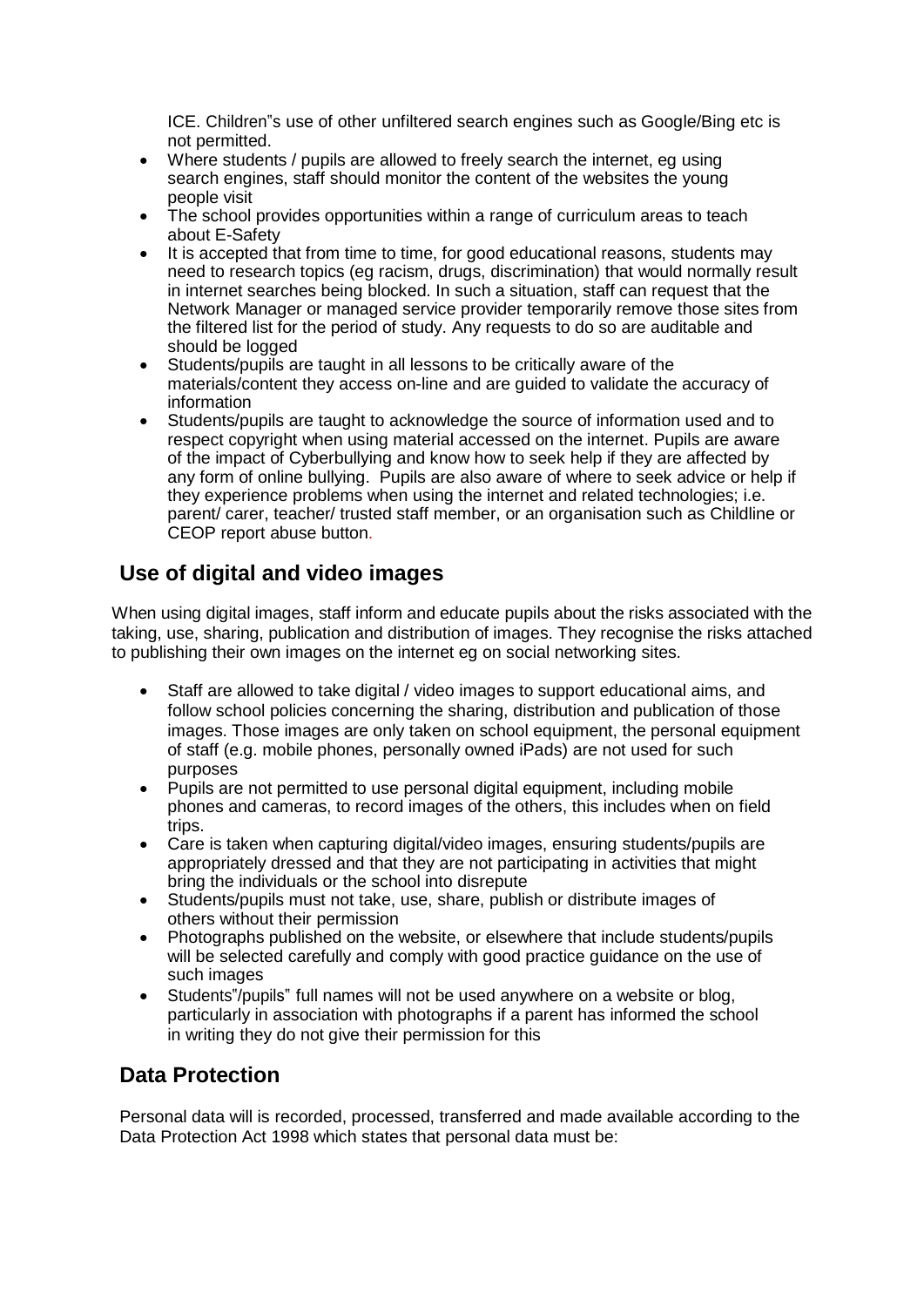ICE. Children"s use of other unfiltered search engines such as Google/Bing etc is not permitted.

- Where students / pupils are allowed to freely search the internet, eg using search engines, staff should monitor the content of the websites the young people visit
- The school provides opportunities within a range of curriculum areas to teach about E-Safety
- It is accepted that from time to time, for good educational reasons, students may need to research topics (eg racism, drugs, discrimination) that would normally result in internet searches being blocked. In such a situation, staff can request that the Network Manager or managed service provider temporarily remove those sites from the filtered list for the period of study. Any requests to do so are auditable and should be logged
- Students/pupils are taught in all lessons to be critically aware of the materials/content they access on-line and are guided to validate the accuracy of information
- Students/pupils are taught to acknowledge the source of information used and to respect copyright when using material accessed on the internet. Pupils are aware of the impact of Cyberbullying and know how to seek help if they are affected by any form of online bullying. Pupils are also aware of where to seek advice or help if they experience problems when using the internet and related technologies; i.e. parent/ carer, teacher/ trusted staff member, or an organisation such as Childline or CEOP report abuse button.

## Use of digital and video images

When using digital images, staff inform and educate pupils about the risks associated with the taking, use, sharing, publication and distribution of images. They recognise the risks attached to publishing their own images on the internet eg on social networking sites.

- Staff are allowed to take digital / video images to support educational aims, and follow school policies concerning the sharing, distribution and publication of those images. Those images are only taken on school equipment, the personal equipment of staff (e.g. mobile phones, personally owned iPads) are not used for such purposes
- Pupils are not permitted to use personal digital equipment, including mobile phones and cameras, to record images of the others, this includes when on field trips.
- Care is taken when capturing digital/video images, ensuring students/pupils are appropriately dressed and that they are not participating in activities that might bring the individuals or the school into disrepute
- Students/pupils must not take, use, share, publish or distribute images of others without their permission
- Photographs published on the website, or elsewhere that include students/pupils will be selected carefully and comply with good practice guidance on the use of such images
- Students"/pupils" full names will not be used anywhere on a website or blog, particularly in association with photographs if a parent has informed the school in writing they do not give their permission for this

## Data Protection

Personal data will is recorded, processed, transferred and made available according to the Data Protection Act 1998 which states that personal data must be: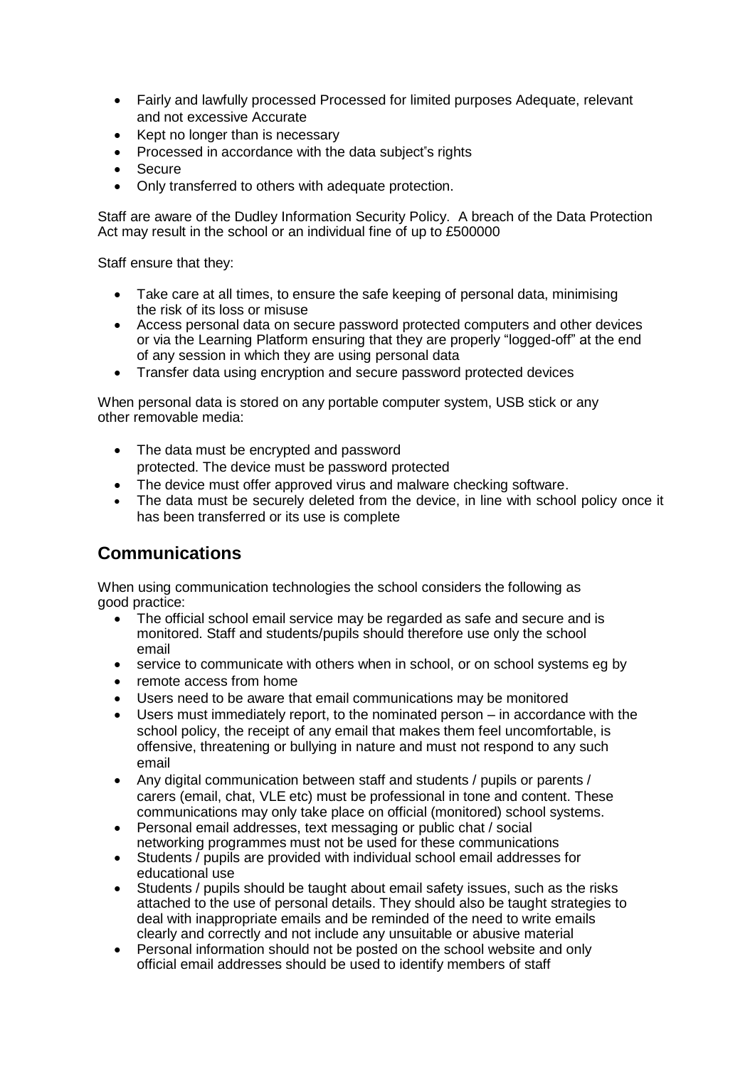- Fairly and lawfully processed Processed for limited purposes Adequate, relevant and not excessive Accurate
- Kept no longer than is necessary
- Processed in accordance with the data subject"s rights
- Secure
- Only transferred to others with adequate protection.

Staff are aware of the Dudley Information Security Policy. A breach of the Data Protection Act may result in the school or an individual fine of up to £500000

Staff ensure that they:

- Take care at all times, to ensure the safe keeping of personal data, minimising the risk of its loss or misuse
- Access personal data on secure password protected computers and other devices or via the Learning Platform ensuring that they are properly "logged-off" at the end of any session in which they are using personal data
- Transfer data using encryption and secure password protected devices

When personal data is stored on any portable computer system, USB stick or any other removable media:

- The data must be encrypted and password protected. The device must be password protected
- The device must offer approved virus and malware checking software.
- The data must be securely deleted from the device, in line with school policy once it has been transferred or its use is complete

## Communications

When using communication technologies the school considers the following as good practice:

- The official school email service may be regarded as safe and secure and is monitored. Staff and students/pupils should therefore use only the school email
- service to communicate with others when in school, or on school systems eg by
- remote access from home
- Users need to be aware that email communications may be monitored
- Users must immediately report, to the nominated person – in accordance with the school policy, the receipt of any email that makes them feel uncomfortable, is offensive, threatening or bullying in nature and must not respond to any such email
- Any digital communication between staff and students / pupils or parents / carers (email, chat, VLE etc) must be professional in tone and content. These communications may only take place on official (monitored) school systems.
- Personal email addresses, text messaging or public chat / social networking programmes must not be used for these communications
- Students / pupils are provided with individual school email addresses for educational use
- Students / pupils should be taught about email safety issues, such as the risks attached to the use of personal details. They should also be taught strategies to deal with inappropriate emails and be reminded of the need to write emails clearly and correctly and not include any unsuitable or abusive material
- Personal information should not be posted on the school website and only official email addresses should be used to identify members of staff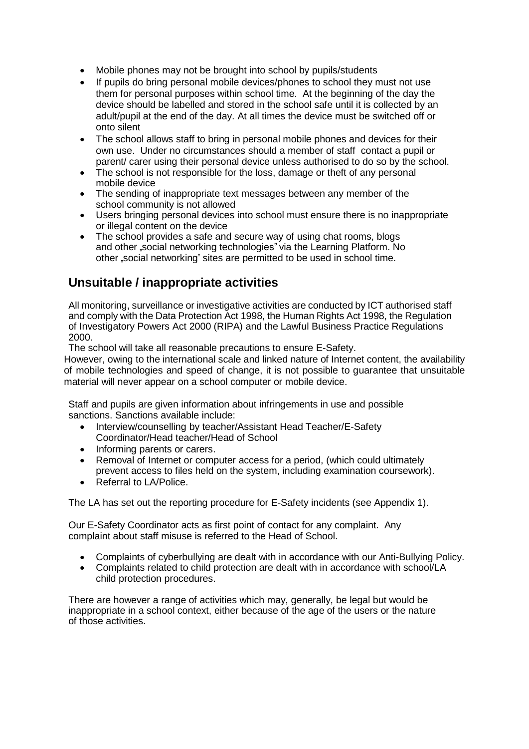- Mobile phones may not be brought into school by pupils/students
- If pupils do bring personal mobile devices/phones to school they must not use them for personal purposes within school time. At the beginning of the day the device should be labelled and stored in the school safe until it is collected by an adult/pupil at the end of the day. At all times the device must be switched off or onto silent
- The school allows staff to bring in personal mobile phones and devices for their own use. Under no circumstances should a member of staff contact a pupil or parent/ carer using their personal device unless authorised to do so by the school.
- The school is not responsible for the loss, damage or theft of any personal mobile device
- The sending of inappropriate text messages between any member of the school community is not allowed
- Users bringing personal devices into school must ensure there is no inappropriate or illegal content on the device
- The school provides a safe and secure way of using chat rooms, blogs and other „social networking technologies" via the Learning Platform. No other „social networking" sites are permitted to be used in school time.

## Unsuitable / inappropriate activities

All monitoring, surveillance or investigative activities are conducted by ICT authorised staff and comply with the Data Protection Act 1998, the Human Rights Act 1998, the Regulation of Investigatory Powers Act 2000 (RIPA) and the Lawful Business Practice Regulations 2000.

The school will take all reasonable precautions to ensure E-Safety.

However, owing to the international scale and linked nature of Internet content, the availability of mobile technologies and speed of change, it is not possible to guarantee that unsuitable material will never appear on a school computer or mobile device.

Staff and pupils are given information about infringements in use and possible sanctions. Sanctions available include:

- Interview/counselling by teacher/Assistant Head Teacher/E-Safety Coordinator/Head teacher/Head of School
- Informing parents or carers.
- Removal of Internet or computer access for a period, (which could ultimately prevent access to files held on the system, including examination coursework).
- Referral to LA/Police.

The LA has set out the reporting procedure for E-Safety incidents (see Appendix 1).

Our E-Safety Coordinator acts as first point of contact for any complaint. Any complaint about staff misuse is referred to the Head of School.

- Complaints of cyberbullying are dealt with in accordance with our Anti-Bullying Policy.
- Complaints related to child protection are dealt with in accordance with school/LA child protection procedures.

There are however a range of activities which may, generally, be legal but would be inappropriate in a school context, either because of the age of the users or the nature of those activities.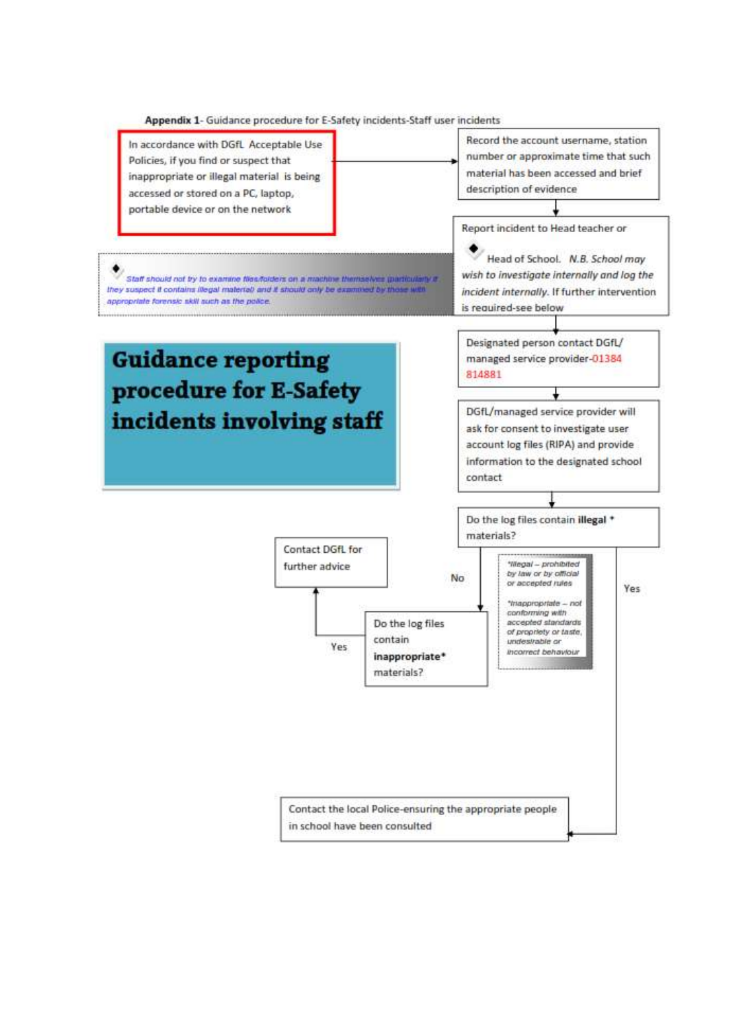**Appendix 1**- Guidance procedure for E-Safety incidents-Staff user incidents

In accordance with DGfL Acceptable Use Policies, if you find or suspect that inappropriate or illegal material is being accessed or stored on a PC, laptop, portable device or on the network

Record the account username, station number or approximate time that such material has been accessed and brief description of evidence

Report incident to Head teacher or

◆ Head of School. *N.B. School may wish to investigate internally and log the incident internally.* If further intervention is required-see below

◆ *Staff should not try to examine files/folders on a machine themselves (particularly if they suspect it contains illegal material) and it should only be examined by those with appropriate forensic skill such as the police.*

# Guidance reporting procedure for E-Safety incidents involving staff

Designated person contact DGfL/ managed service provider-01384 814881

DGfL/managed service provider will ask for consent to investigate user account log files (RIPA) and provide information to the designated school contact

Do the log files contain **illegal** * materials?

*Illegal – prohibited by law or by official or accepted rules*

*\*Inappropriate – not conforming with accepted standards of propriety or taste, undesirable or incorrect behaviour*

No

Do the log files contain **inappropriate*** materials?

Yes

Contact DGfL for further advice

Yes

Contact the local Police-ensuring the appropriate people in school have been consulted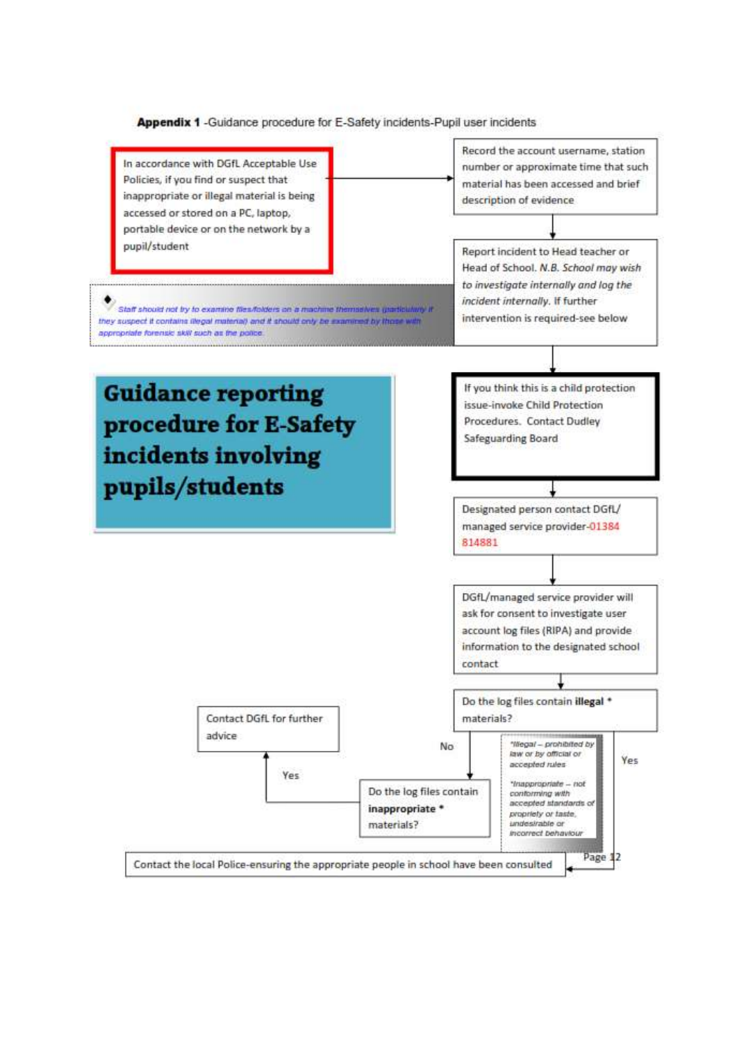**Appendix 1** -Guidance procedure for E-Safety incidents-Pupil user incidents

# Guidance reporting procedure for E-Safety incidents involving pupils/students

In accordance with DGfL Acceptable Use Policies, if you find or suspect that inappropriate or illegal material is being accessed or stored on a PC, laptop, portable device or on the network by a pupil/student

→ Record the account username, station number or approximate time that such material has been accessed and brief description of evidence

→ Report incident to Head teacher or Head of School. *N.B. School may wish to investigate internally and log the incident internally.* If further intervention is required-see below

*Staff should not try to examine files/folders on a machine themselves (particularly if they suspect it contains illegal material) and it should only be examined by those with appropriate forensic skill such as the police.*

→ If you think this is a child protection issue-invoke Child Protection Procedures. Contact Dudley Safeguarding Board

→ Designated person contact DGfL/ managed service provider-01384 814881

→ DGfL/managed service provider will ask for consent to investigate user account log files (RIPA) and provide information to the designated school contact

→ Do the log files contain **illegal** * materials?

- Yes → Contact the local Police-ensuring the appropriate people in school have been consulted
- No → Do the log files contain **inappropriate** * materials?
  - Yes → Contact DGfL for further advice

*Illegal – prohibited by law or by official or accepted rules

*Inappropriate – not conforming with accepted standards of propriety or taste, undesirable or incorrect behaviour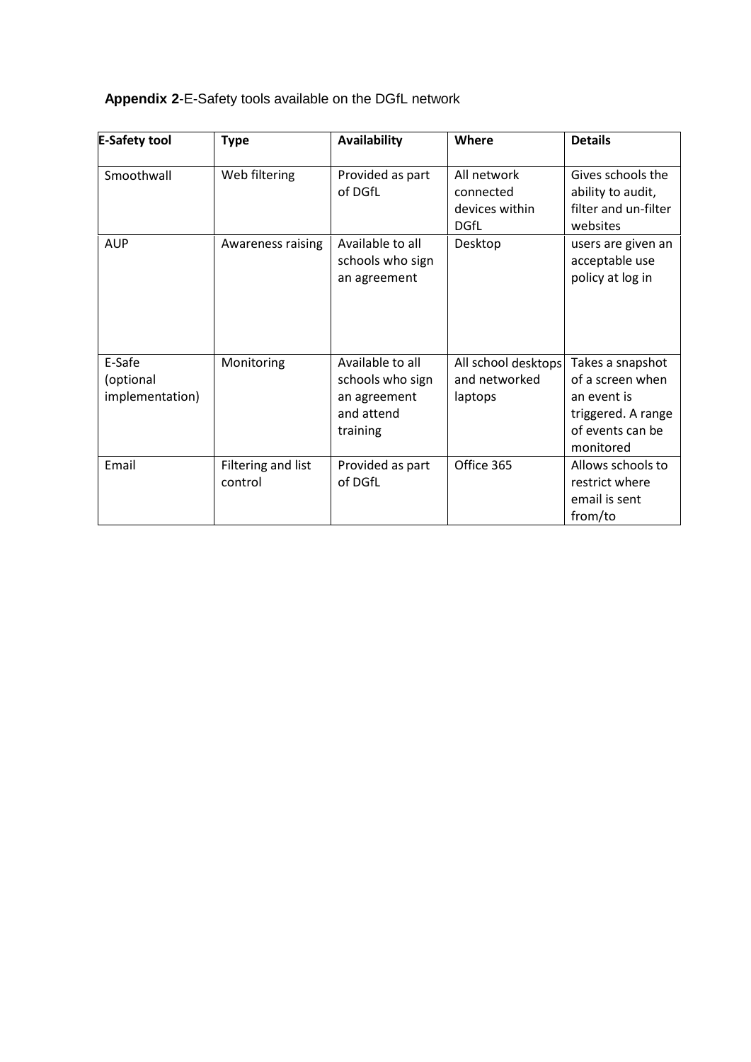**Appendix 2**-E-Safety tools available on the DGfL network

| E-Safety tool | Type | Availability | Where | Details |
|---|---|---|---|---|
| Smoothwall | Web filtering | Provided as part of DGfL | All network connected devices within DGfL | Gives schools the ability to audit, filter and un-filter websites |
| AUP | Awareness raising | Available to all schools who sign an agreement | Desktop | users are given an acceptable use policy at log in |
| E-Safe (optional implementation) | Monitoring | Available to all schools who sign an agreement and attend training | All school desktops and networked laptops | Takes a snapshot of a screen when an event is triggered. A range of events can be monitored |
| Email | Filtering and list control | Provided as part of DGfL | Office 365 | Allows schools to restrict where email is sent from/to |